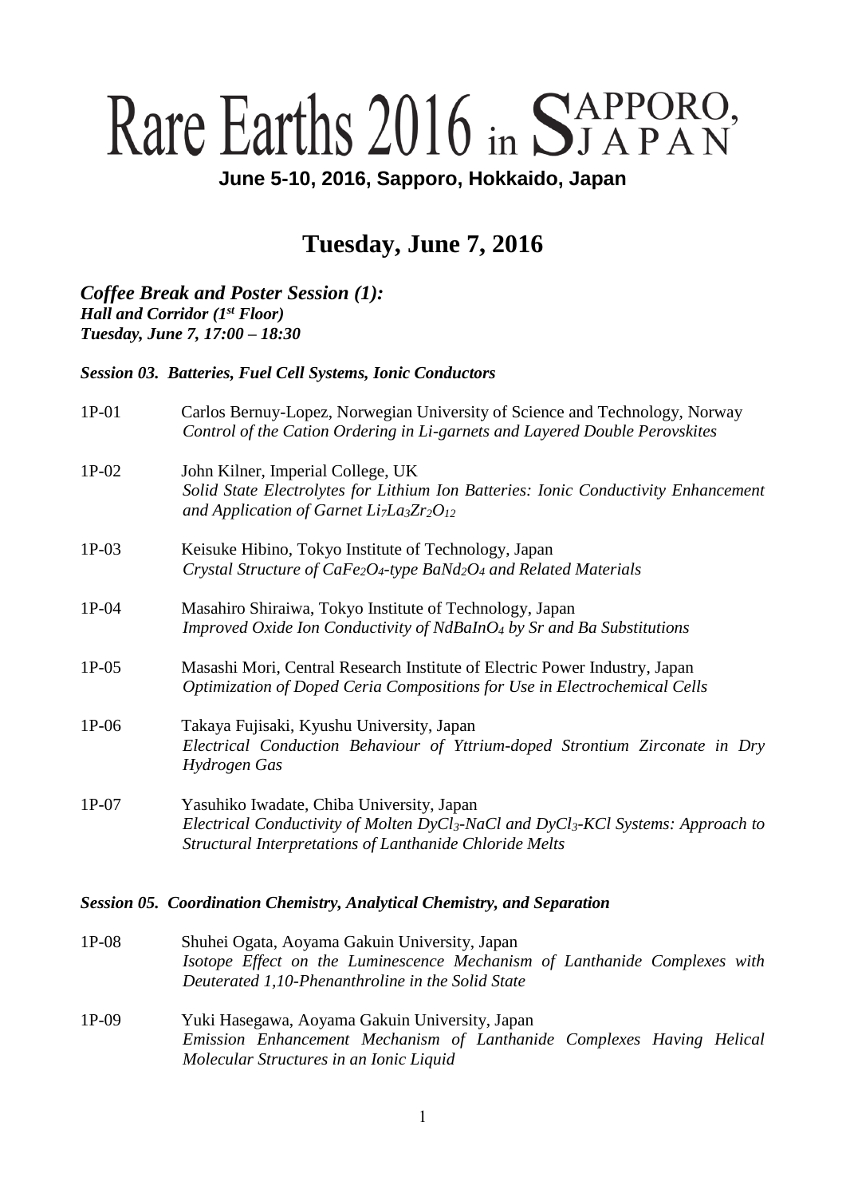# Rare Earths 2016 in SAPPORO, JAPAN

**June 5-10, 2016, Sapporo, Hokkaido, Japan**

## Tuesday, June 7, 2016

***Coffee Break and Poster Session (1):***
***Hall and Corridor (1st Floor)***
***Tuesday, June 7, 17:00 – 18:30***

***Session 03. Batteries, Fuel Cell Systems, Ionic Conductors***

1P-01 Carlos Bernuy-Lopez, Norwegian University of Science and Technology, Norway
*Control of the Cation Ordering in Li-garnets and Layered Double Perovskites*

1P-02 John Kilner, Imperial College, UK
*Solid State Electrolytes for Lithium Ion Batteries: Ionic Conductivity Enhancement and Application of Garnet $Li_7La_3Zr_2O_{12}$*

1P-03 Keisuke Hibino, Tokyo Institute of Technology, Japan
*Crystal Structure of $CaFe_2O_4$-type $BaNd_2O_4$ and Related Materials*

1P-04 Masahiro Shiraiwa, Tokyo Institute of Technology, Japan
*Improved Oxide Ion Conductivity of $NdBaInO_4$ by Sr and Ba Substitutions*

1P-05 Masashi Mori, Central Research Institute of Electric Power Industry, Japan
*Optimization of Doped Ceria Compositions for Use in Electrochemical Cells*

1P-06 Takaya Fujisaki, Kyushu University, Japan
*Electrical Conduction Behaviour of Yttrium-doped Strontium Zirconate in Dry Hydrogen Gas*

1P-07 Yasuhiko Iwadate, Chiba University, Japan
*Electrical Conductivity of Molten $DyCl_3$-NaCl and $DyCl_3$-KCl Systems: Approach to Structural Interpretations of Lanthanide Chloride Melts*

***Session 05. Coordination Chemistry, Analytical Chemistry, and Separation***

1P-08 Shuhei Ogata, Aoyama Gakuin University, Japan
*Isotope Effect on the Luminescence Mechanism of Lanthanide Complexes with Deuterated 1,10-Phenanthroline in the Solid State*

1P-09 Yuki Hasegawa, Aoyama Gakuin University, Japan
*Emission Enhancement Mechanism of Lanthanide Complexes Having Helical Molecular Structures in an Ionic Liquid*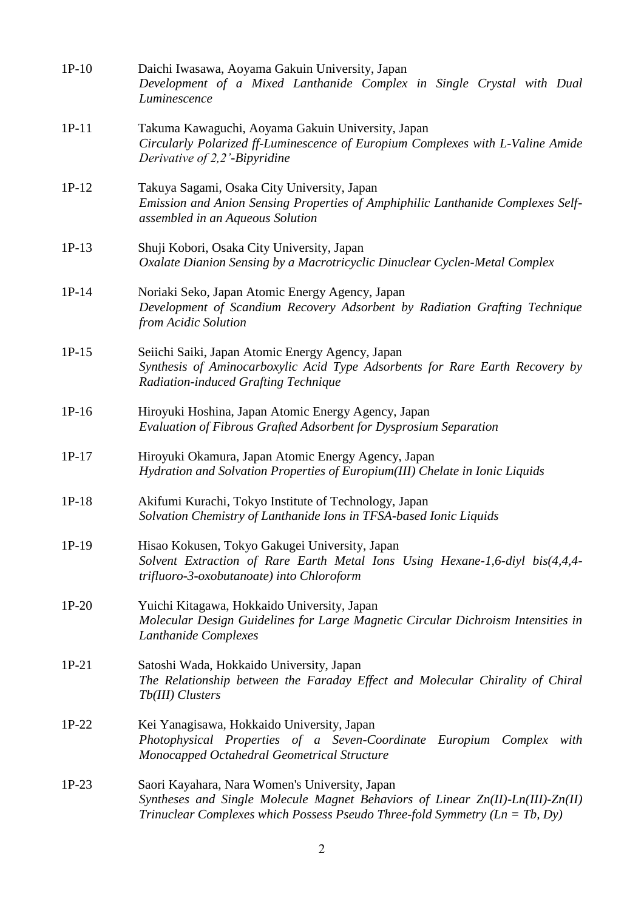1P-10 Daichi Iwasawa, Aoyama Gakuin University, Japan
*Development of a Mixed Lanthanide Complex in Single Crystal with Dual Luminescence*

1P-11 Takuma Kawaguchi, Aoyama Gakuin University, Japan
*Circularly Polarized ff-Luminescence of Europium Complexes with L-Valine Amide Derivative of 2,2'-Bipyridine*

1P-12 Takuya Sagami, Osaka City University, Japan
*Emission and Anion Sensing Properties of Amphiphilic Lanthanide Complexes Self-assembled in an Aqueous Solution*

1P-13 Shuji Kobori, Osaka City University, Japan
*Oxalate Dianion Sensing by a Macrotricyclic Dinuclear Cyclen-Metal Complex*

1P-14 Noriaki Seko, Japan Atomic Energy Agency, Japan
*Development of Scandium Recovery Adsorbent by Radiation Grafting Technique from Acidic Solution*

1P-15 Seiichi Saiki, Japan Atomic Energy Agency, Japan
*Synthesis of Aminocarboxylic Acid Type Adsorbents for Rare Earth Recovery by Radiation-induced Grafting Technique*

1P-16 Hiroyuki Hoshina, Japan Atomic Energy Agency, Japan
*Evaluation of Fibrous Grafted Adsorbent for Dysprosium Separation*

1P-17 Hiroyuki Okamura, Japan Atomic Energy Agency, Japan
*Hydration and Solvation Properties of Europium(III) Chelate in Ionic Liquids*

1P-18 Akifumi Kurachi, Tokyo Institute of Technology, Japan
*Solvation Chemistry of Lanthanide Ions in TFSA-based Ionic Liquids*

1P-19 Hisao Kokusen, Tokyo Gakugei University, Japan
*Solvent Extraction of Rare Earth Metal Ions Using Hexane-1,6-diyl bis(4,4,4-trifluoro-3-oxobutanoate) into Chloroform*

1P-20 Yuichi Kitagawa, Hokkaido University, Japan
*Molecular Design Guidelines for Large Magnetic Circular Dichroism Intensities in Lanthanide Complexes*

1P-21 Satoshi Wada, Hokkaido University, Japan
*The Relationship between the Faraday Effect and Molecular Chirality of Chiral Tb(III) Clusters*

1P-22 Kei Yanagisawa, Hokkaido University, Japan
*Photophysical Properties of a Seven-Coordinate Europium Complex with Monocapped Octahedral Geometrical Structure*

1P-23 Saori Kayahara, Nara Women's University, Japan
*Syntheses and Single Molecule Magnet Behaviors of Linear Zn(II)-Ln(III)-Zn(II) Trinuclear Complexes which Possess Pseudo Three-fold Symmetry (Ln = Tb, Dy)*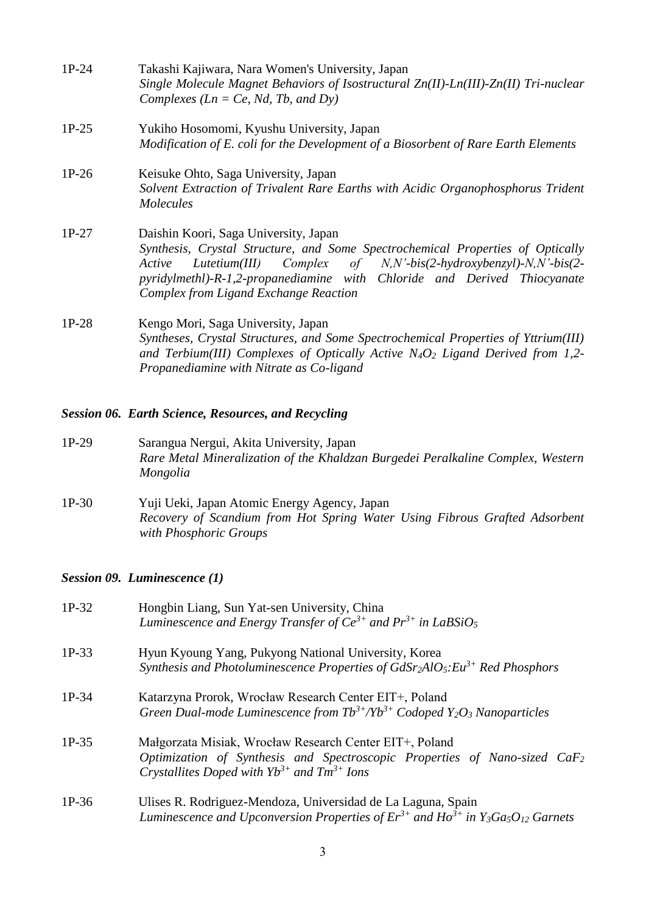1P-24 Takashi Kajiwara, Nara Women's University, Japan
*Single Molecule Magnet Behaviors of Isostructural Zn(II)-Ln(III)-Zn(II) Tri-nuclear Complexes (Ln = Ce, Nd, Tb, and Dy)*

1P-25 Yukiho Hosomomi, Kyushu University, Japan
*Modification of E. coli for the Development of a Biosorbent of Rare Earth Elements*

1P-26 Keisuke Ohto, Saga University, Japan
*Solvent Extraction of Trivalent Rare Earths with Acidic Organophosphorus Trident Molecules*

1P-27 Daishin Koori, Saga University, Japan
*Synthesis, Crystal Structure, and Some Spectrochemical Properties of Optically Active Lutetium(III) Complex of N,N'-bis(2-hydroxybenzyl)-N,N'-bis(2-pyridylmethl)-R-1,2-propanediamine with Chloride and Derived Thiocyanate Complex from Ligand Exchange Reaction*

1P-28 Kengo Mori, Saga University, Japan
*Syntheses, Crystal Structures, and Some Spectrochemical Properties of Yttrium(III) and Terbium(III) Complexes of Optically Active $N_4O_2$ Ligand Derived from 1,2-Propanediamine with Nitrate as Co-ligand*

### *Session 06. Earth Science, Resources, and Recycling*

1P-29 Sarangua Nergui, Akita University, Japan
*Rare Metal Mineralization of the Khaldzan Burgedei Peralkaline Complex, Western Mongolia*

1P-30 Yuji Ueki, Japan Atomic Energy Agency, Japan
*Recovery of Scandium from Hot Spring Water Using Fibrous Grafted Adsorbent with Phosphoric Groups*

### *Session 09. Luminescence (1)*

1P-32 Hongbin Liang, Sun Yat-sen University, China
*Luminescence and Energy Transfer of $Ce^{3+}$ and $Pr^{3+}$ in $LaBSiO_5$*

1P-33 Hyun Kyoung Yang, Pukyong National University, Korea
*Synthesis and Photoluminescence Properties of $GdSr_2AlO_5$:$Eu^{3+}$ Red Phosphors*

1P-34 Katarzyna Prorok, Wrocław Research Center EIT+, Poland
*Green Dual-mode Luminescence from $Tb^{3+}$/$Yb^{3+}$ Codoped $Y_2O_3$ Nanoparticles*

1P-35 Małgorzata Misiak, Wrocław Research Center EIT+, Poland
*Optimization of Synthesis and Spectroscopic Properties of Nano-sized $CaF_2$ Crystallites Doped with $Yb^{3+}$ and $Tm^{3+}$ Ions*

1P-36 Ulises R. Rodriguez-Mendoza, Universidad de La Laguna, Spain
*Luminescence and Upconversion Properties of $Er^{3+}$ and $Ho^{3+}$ in $Y_3Ga_5O_{12}$ Garnets*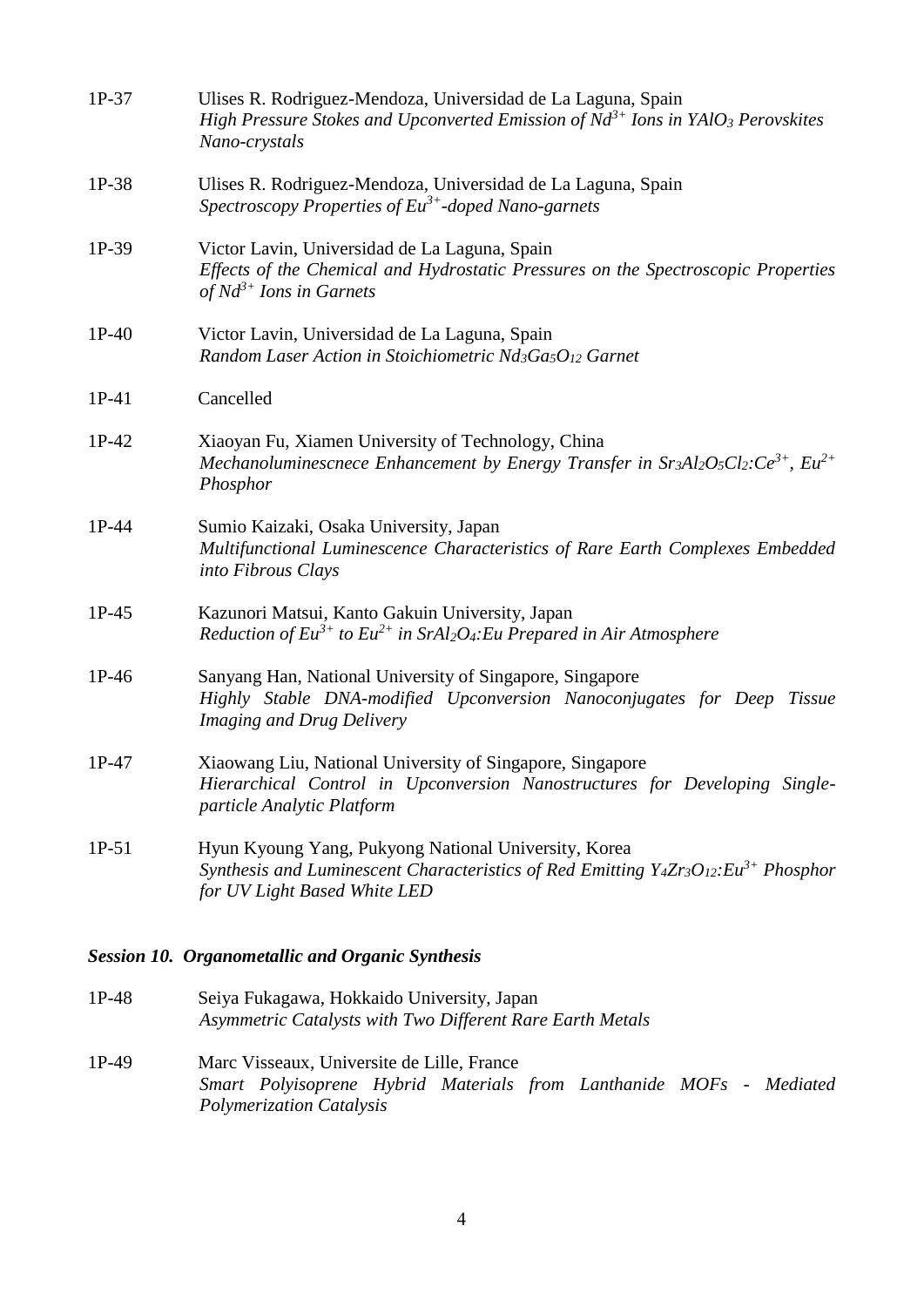1P-37 Ulises R. Rodriguez-Mendoza, Universidad de La Laguna, Spain
*High Pressure Stokes and Upconverted Emission of $Nd^{3+}$ Ions in $YAlO_3$ Perovskites Nano-crystals*

1P-38 Ulises R. Rodriguez-Mendoza, Universidad de La Laguna, Spain
*Spectroscopy Properties of $Eu^{3+}$-doped Nano-garnets*

1P-39 Victor Lavin, Universidad de La Laguna, Spain
*Effects of the Chemical and Hydrostatic Pressures on the Spectroscopic Properties of $Nd^{3+}$ Ions in Garnets*

1P-40 Victor Lavin, Universidad de La Laguna, Spain
*Random Laser Action in Stoichiometric $Nd_3Ga_5O_{12}$ Garnet*

1P-41 Cancelled

1P-42 Xiaoyan Fu, Xiamen University of Technology, China
*Mechanoluminescnece Enhancement by Energy Transfer in $Sr_3Al_2O_5Cl_2$:$Ce^{3+}$, $Eu^{2+}$ Phosphor*

1P-44 Sumio Kaizaki, Osaka University, Japan
*Multifunctional Luminescence Characteristics of Rare Earth Complexes Embedded into Fibrous Clays*

1P-45 Kazunori Matsui, Kanto Gakuin University, Japan
*Reduction of $Eu^{3+}$ to $Eu^{2+}$ in $SrAl_2O_4$:Eu Prepared in Air Atmosphere*

1P-46 Sanyang Han, National University of Singapore, Singapore
*Highly Stable DNA-modified Upconversion Nanoconjugates for Deep Tissue Imaging and Drug Delivery*

1P-47 Xiaowang Liu, National University of Singapore, Singapore
*Hierarchical Control in Upconversion Nanostructures for Developing Single-particle Analytic Platform*

1P-51 Hyun Kyoung Yang, Pukyong National University, Korea
*Synthesis and Luminescent Characteristics of Red Emitting $Y_4Zr_3O_{12}$:$Eu^{3+}$ Phosphor for UV Light Based White LED*

### *Session 10. Organometallic and Organic Synthesis*

1P-48 Seiya Fukagawa, Hokkaido University, Japan
*Asymmetric Catalysts with Two Different Rare Earth Metals*

1P-49 Marc Visseaux, Universite de Lille, France
*Smart Polyisoprene Hybrid Materials from Lanthanide MOFs - Mediated Polymerization Catalysis*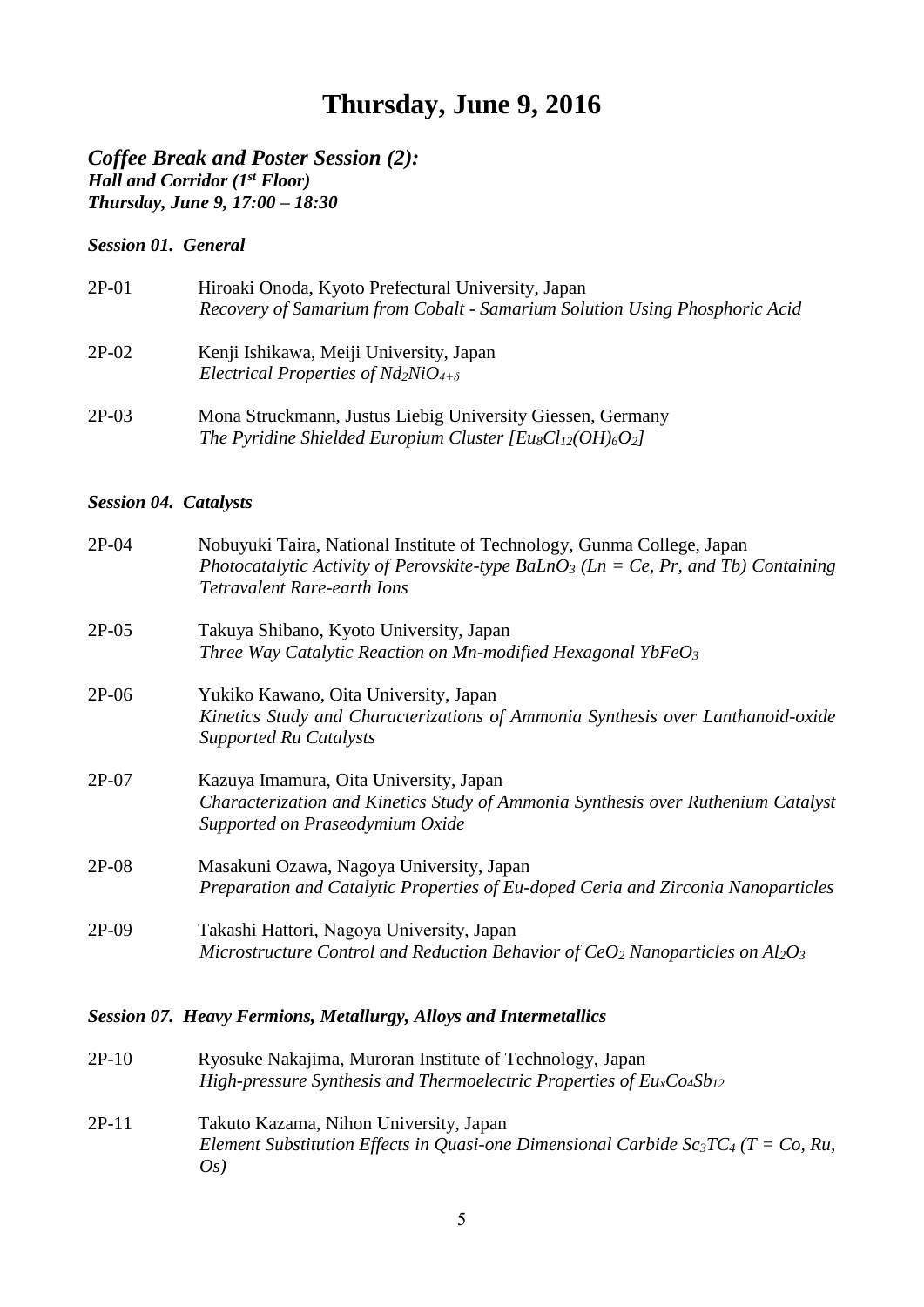# Thursday, June 9, 2016

## *Coffee Break and Poster Session (2):*

***Hall and Corridor (1st Floor)***
***Thursday, June 9, 17:00 – 18:30***

### *Session 01. General*

2P-01 Hiroaki Onoda, Kyoto Prefectural University, Japan
*Recovery of Samarium from Cobalt - Samarium Solution Using Phosphoric Acid*

2P-02 Kenji Ishikawa, Meiji University, Japan
*Electrical Properties of $Nd_2NiO_{4+\delta}$*

2P-03 Mona Struckmann, Justus Liebig University Giessen, Germany
*The Pyridine Shielded Europium Cluster [$Eu_8Cl_{12}(OH)_6O_2$]*

### *Session 04. Catalysts*

2P-04 Nobuyuki Taira, National Institute of Technology, Gunma College, Japan
*Photocatalytic Activity of Perovskite-type $BaLnO_3$ (Ln = Ce, Pr, and Tb) Containing Tetravalent Rare-earth Ions*

2P-05 Takuya Shibano, Kyoto University, Japan
*Three Way Catalytic Reaction on Mn-modified Hexagonal $YbFeO_3$*

2P-06 Yukiko Kawano, Oita University, Japan
*Kinetics Study and Characterizations of Ammonia Synthesis over Lanthanoid-oxide Supported Ru Catalysts*

2P-07 Kazuya Imamura, Oita University, Japan
*Characterization and Kinetics Study of Ammonia Synthesis over Ruthenium Catalyst Supported on Praseodymium Oxide*

2P-08 Masakuni Ozawa, Nagoya University, Japan
*Preparation and Catalytic Properties of Eu-doped Ceria and Zirconia Nanoparticles*

2P-09 Takashi Hattori, Nagoya University, Japan
*Microstructure Control and Reduction Behavior of $CeO_2$ Nanoparticles on $Al_2O_3$*

### *Session 07. Heavy Fermions, Metallurgy, Alloys and Intermetallics*

2P-10 Ryosuke Nakajima, Muroran Institute of Technology, Japan
*High-pressure Synthesis and Thermoelectric Properties of $Eu_xCo_4Sb_{12}$*

2P-11 Takuto Kazama, Nihon University, Japan
*Element Substitution Effects in Quasi-one Dimensional Carbide $Sc_3TC_4$ (T = Co, Ru, Os)*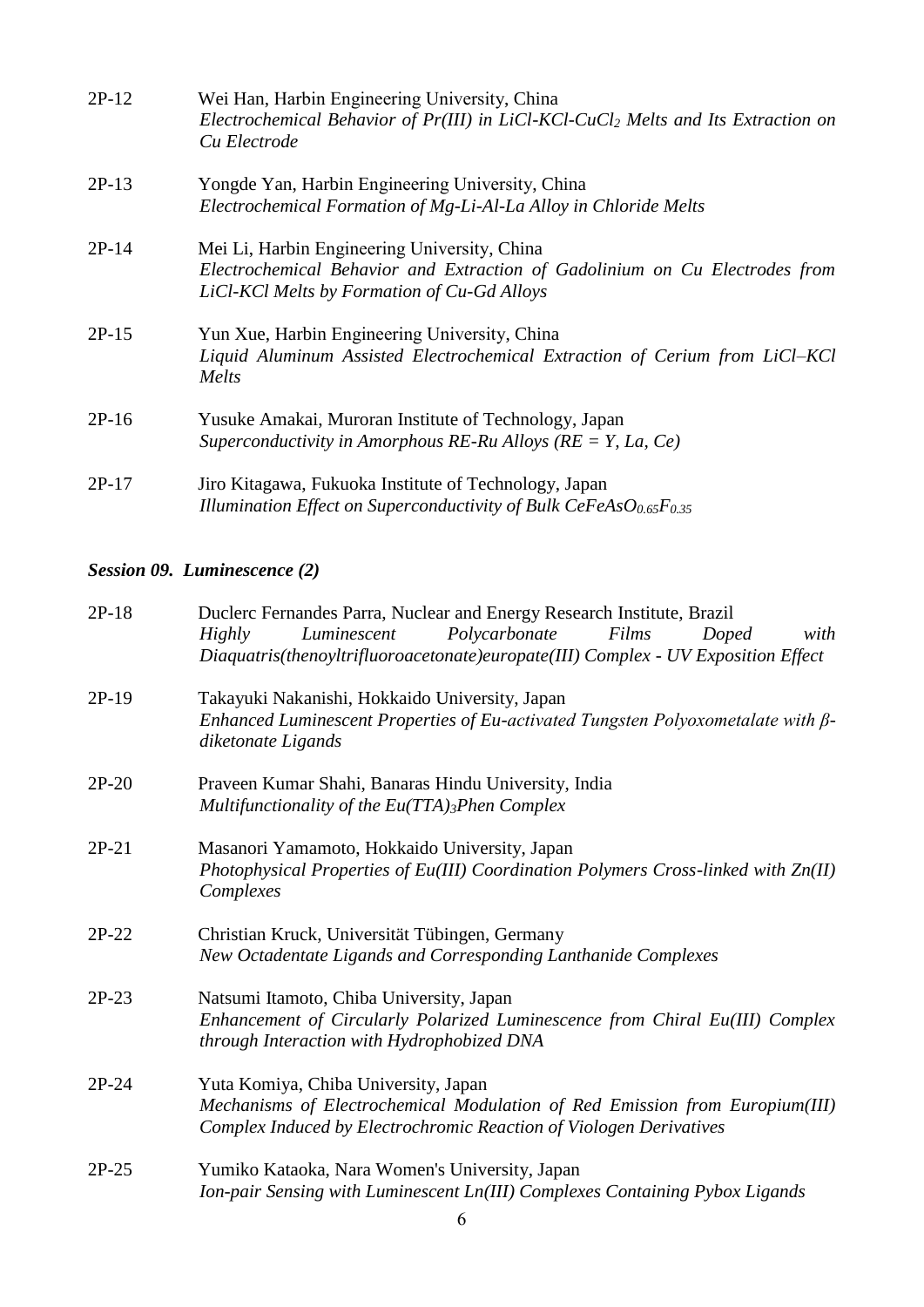2P-12 Wei Han, Harbin Engineering University, China
*Electrochemical Behavior of Pr(III) in LiCl-KCl-$CuCl_2$ Melts and Its Extraction on Cu Electrode*

2P-13 Yongde Yan, Harbin Engineering University, China
*Electrochemical Formation of Mg-Li-Al-La Alloy in Chloride Melts*

2P-14 Mei Li, Harbin Engineering University, China
*Electrochemical Behavior and Extraction of Gadolinium on Cu Electrodes from LiCl-KCl Melts by Formation of Cu-Gd Alloys*

2P-15 Yun Xue, Harbin Engineering University, China
*Liquid Aluminum Assisted Electrochemical Extraction of Cerium from LiCl–KCl Melts*

2P-16 Yusuke Amakai, Muroran Institute of Technology, Japan
*Superconductivity in Amorphous RE-Ru Alloys (RE = Y, La, Ce)*

2P-17 Jiro Kitagawa, Fukuoka Institute of Technology, Japan
*Illumination Effect on Superconductivity of Bulk $CeFeAsO_{0.65}F_{0.35}$*

### *Session 09. Luminescence (2)*

2P-18 Duclerc Fernandes Parra, Nuclear and Energy Research Institute, Brazil
*Highly Luminescent Polycarbonate Films Doped with Diaquatris(thenoyltrifluoroacetonate)europate(III) Complex - UV Exposition Effect*

2P-19 Takayuki Nakanishi, Hokkaido University, Japan
*Enhanced Luminescent Properties of Eu-activated Tungsten Polyoxometalate with β-diketonate Ligands*

2P-20 Praveen Kumar Shahi, Banaras Hindu University, India
*Multifunctionality of the $Eu(TTA)_3Phen$ Complex*

2P-21 Masanori Yamamoto, Hokkaido University, Japan
*Photophysical Properties of Eu(III) Coordination Polymers Cross-linked with Zn(II) Complexes*

2P-22 Christian Kruck, Universität Tübingen, Germany
*New Octadentate Ligands and Corresponding Lanthanide Complexes*

2P-23 Natsumi Itamoto, Chiba University, Japan
*Enhancement of Circularly Polarized Luminescence from Chiral Eu(III) Complex through Interaction with Hydrophobized DNA*

2P-24 Yuta Komiya, Chiba University, Japan
*Mechanisms of Electrochemical Modulation of Red Emission from Europium(III) Complex Induced by Electrochromic Reaction of Viologen Derivatives*

2P-25 Yumiko Kataoka, Nara Women's University, Japan
*Ion-pair Sensing with Luminescent Ln(III) Complexes Containing Pybox Ligands*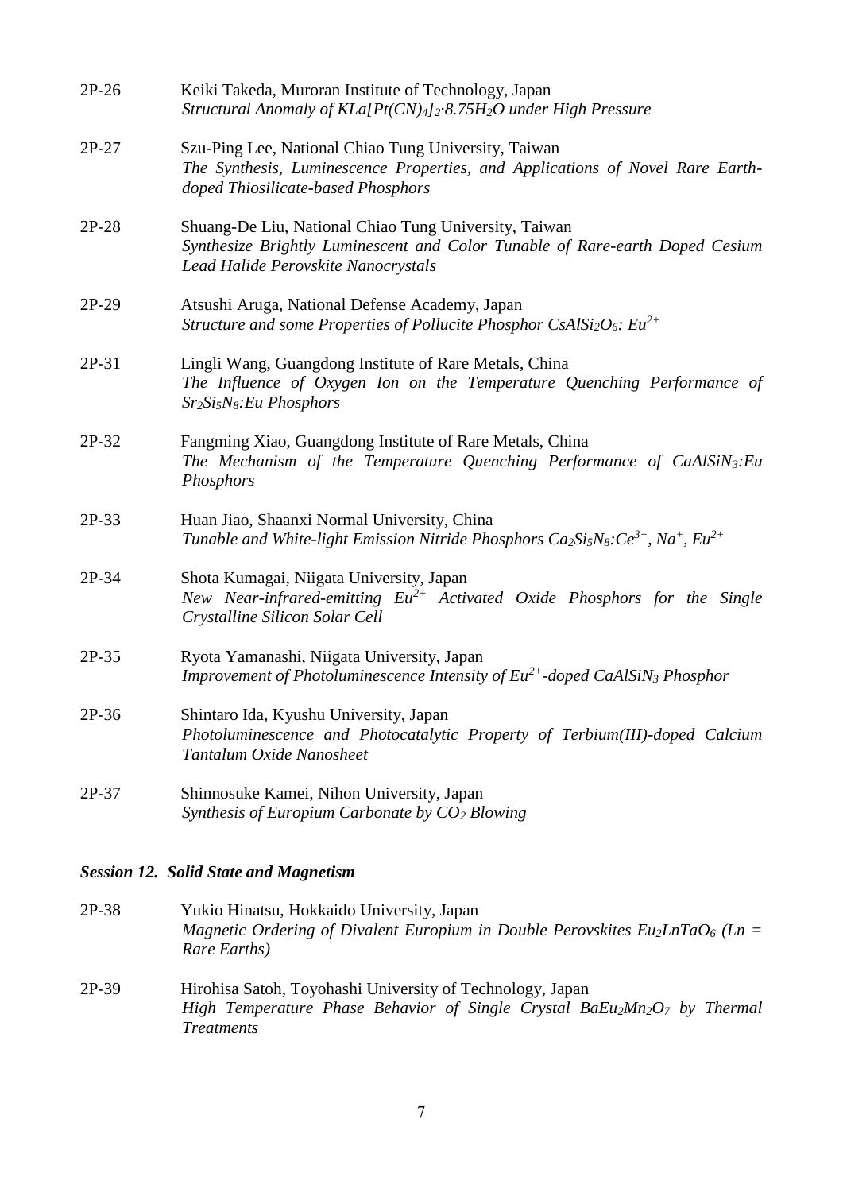2P-26 Keiki Takeda, Muroran Institute of Technology, Japan
*Structural Anomaly of $KLa[Pt(CN)_4]_2 \cdot 8.75H_2O$ under High Pressure*

2P-27 Szu-Ping Lee, National Chiao Tung University, Taiwan
*The Synthesis, Luminescence Properties, and Applications of Novel Rare Earth-doped Thiosilicate-based Phosphors*

2P-28 Shuang-De Liu, National Chiao Tung University, Taiwan
*Synthesize Brightly Luminescent and Color Tunable of Rare-earth Doped Cesium Lead Halide Perovskite Nanocrystals*

2P-29 Atsushi Aruga, National Defense Academy, Japan
*Structure and some Properties of Pollucite Phosphor $CsAlSi_2O_6$: $Eu^{2+}$*

2P-31 Lingli Wang, Guangdong Institute of Rare Metals, China
*The Influence of Oxygen Ion on the Temperature Quenching Performance of $Sr_2Si_5N_8$:Eu Phosphors*

2P-32 Fangming Xiao, Guangdong Institute of Rare Metals, China
*The Mechanism of the Temperature Quenching Performance of $CaAlSiN_3$:Eu Phosphors*

2P-33 Huan Jiao, Shaanxi Normal University, China
*Tunable and White-light Emission Nitride Phosphors $Ca_2Si_5N_8$:$Ce^{3+}$, $Na^+$, $Eu^{2+}$*

2P-34 Shota Kumagai, Niigata University, Japan
*New Near-infrared-emitting $Eu^{2+}$ Activated Oxide Phosphors for the Single Crystalline Silicon Solar Cell*

2P-35 Ryota Yamanashi, Niigata University, Japan
*Improvement of Photoluminescence Intensity of $Eu^{2+}$-doped $CaAlSiN_3$ Phosphor*

2P-36 Shintaro Ida, Kyushu University, Japan
*Photoluminescence and Photocatalytic Property of Terbium(III)-doped Calcium Tantalum Oxide Nanosheet*

2P-37 Shinnosuke Kamei, Nihon University, Japan
*Synthesis of Europium Carbonate by $CO_2$ Blowing*

### *Session 12. Solid State and Magnetism*

2P-38 Yukio Hinatsu, Hokkaido University, Japan
*Magnetic Ordering of Divalent Europium in Double Perovskites $Eu_2LnTaO_6$ (Ln = Rare Earths)*

2P-39 Hirohisa Satoh, Toyohashi University of Technology, Japan
*High Temperature Phase Behavior of Single Crystal $BaEu_2Mn_2O_7$ by Thermal Treatments*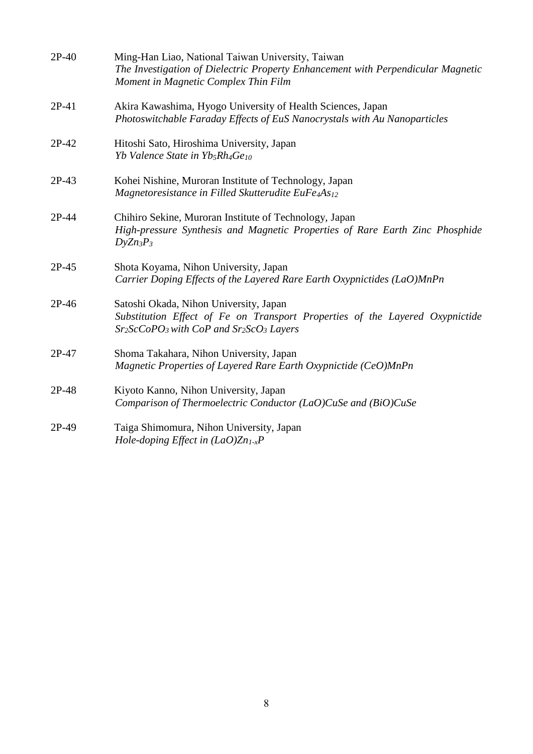2P-40 Ming-Han Liao, National Taiwan University, Taiwan
*The Investigation of Dielectric Property Enhancement with Perpendicular Magnetic Moment in Magnetic Complex Thin Film*

2P-41 Akira Kawashima, Hyogo University of Health Sciences, Japan
*Photoswitchable Faraday Effects of EuS Nanocrystals with Au Nanoparticles*

2P-42 Hitoshi Sato, Hiroshima University, Japan
*Yb Valence State in* $Yb_5Rh_4Ge_{10}$

2P-43 Kohei Nishine, Muroran Institute of Technology, Japan
*Magnetoresistance in Filled Skutterudite* $EuFe_4As_{12}$

2P-44 Chihiro Sekine, Muroran Institute of Technology, Japan
*High-pressure Synthesis and Magnetic Properties of Rare Earth Zinc Phosphide* $DyZn_3P_3$

2P-45 Shota Koyama, Nihon University, Japan
*Carrier Doping Effects of the Layered Rare Earth Oxypnictides (LaO)MnPn*

2P-46 Satoshi Okada, Nihon University, Japan
*Substitution Effect of Fe on Transport Properties of the Layered Oxypnictide* $Sr_2ScCoPO_3$ *with CoP and* $Sr_2ScO_3$ *Layers*

2P-47 Shoma Takahara, Nihon University, Japan
*Magnetic Properties of Layered Rare Earth Oxypnictide (CeO)MnPn*

2P-48 Kiyoto Kanno, Nihon University, Japan
*Comparison of Thermoelectric Conductor (LaO)CuSe and (BiO)CuSe*

2P-49 Taiga Shimomura, Nihon University, Japan
*Hole-doping Effect in* $(LaO)Zn_{1-x}P$